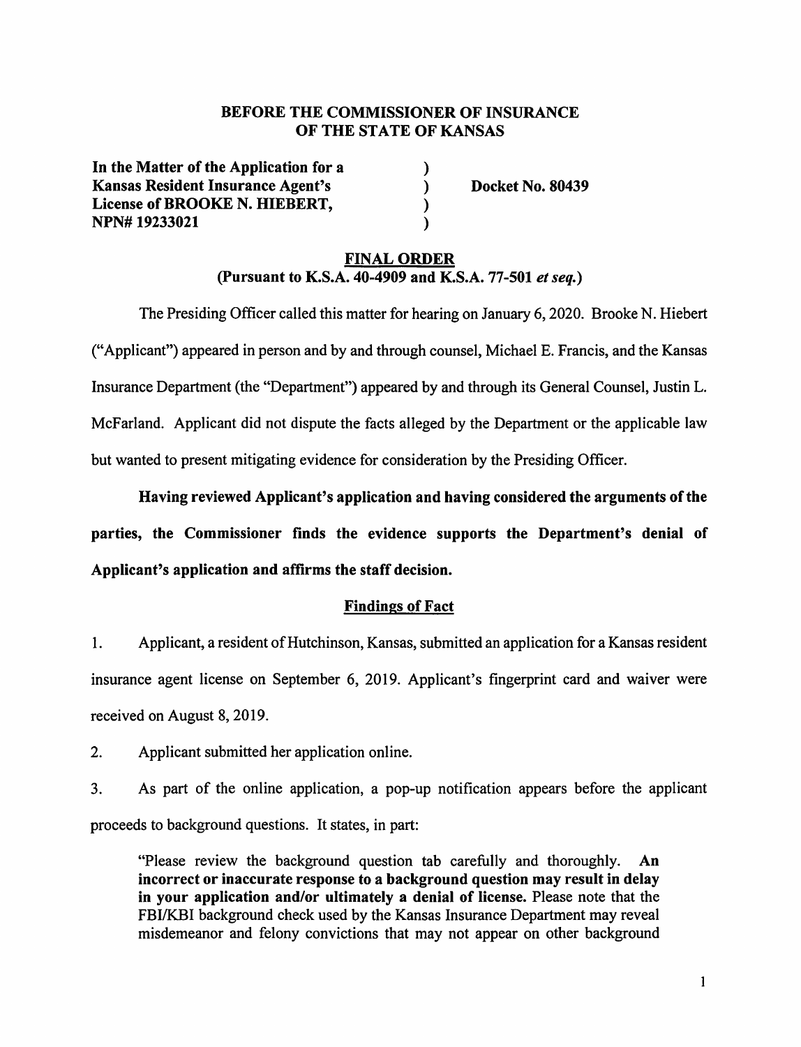**BEFORE THE COMMISSIONER OF INSURANCE**
**OF THE STATE OF KANSAS**

**In the Matter of the Application for a Kansas Resident Insurance Agent's License of BROOKE N. HIEBERT, NPN# 19233021** ) **Docket No. 80439**

**FINAL ORDER**
**(Pursuant to K.S.A. 40-4909 and K.S.A. 77-501 *et seq.*)**

The Presiding Officer called this matter for hearing on January 6, 2020. Brooke N. Hiebert ("Applicant") appeared in person and by and through counsel, Michael E. Francis, and the Kansas Insurance Department (the "Department") appeared by and through its General Counsel, Justin L. McFarland. Applicant did not dispute the facts alleged by the Department or the applicable law but wanted to present mitigating evidence for consideration by the Presiding Officer.

**Having reviewed Applicant's application and having considered the arguments of the parties, the Commissioner finds the evidence supports the Department's denial of Applicant's application and affirms the staff decision.**

**Findings of Fact**

1. Applicant, a resident of Hutchinson, Kansas, submitted an application for a Kansas resident insurance agent license on September 6, 2019. Applicant's fingerprint card and waiver were received on August 8, 2019.

2. Applicant submitted her application online.

3. As part of the online application, a pop-up notification appears before the applicant proceeds to background questions. It states, in part:

> "Please review the background question tab carefully and thoroughly. **An incorrect or inaccurate response to a background question may result in delay in your application and/or ultimately a denial of license.** Please note that the FBI/KBI background check used by the Kansas Insurance Department may reveal misdemeanor and felony convictions that may not appear on other background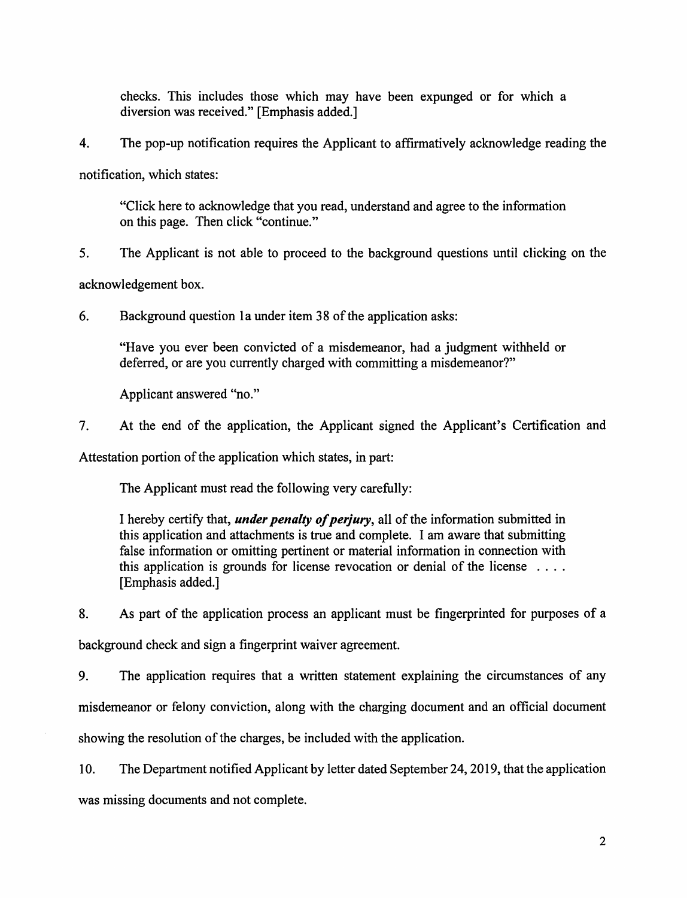checks. This includes those which may have been expunged or for which a diversion was received." [Emphasis added.]

4. The pop-up notification requires the Applicant to affirmatively acknowledge reading the notification, which states:

> "Click here to acknowledge that you read, understand and agree to the information on this page. Then click "continue."

5. The Applicant is not able to proceed to the background questions until clicking on the acknowledgement box.

6. Background question 1a under item 38 of the application asks:

> "Have you ever been convicted of a misdemeanor, had a judgment withheld or deferred, or are you currently charged with committing a misdemeanor?"
>
> Applicant answered "no."

7. At the end of the application, the Applicant signed the Applicant's Certification and Attestation portion of the application which states, in part:

> The Applicant must read the following very carefully:
>
> I hereby certify that, ***under penalty of perjury***, all of the information submitted in this application and attachments is true and complete. I am aware that submitting false information or omitting pertinent or material information in connection with this application is grounds for license revocation or denial of the license . . . . [Emphasis added.]

8. As part of the application process an applicant must be fingerprinted for purposes of a background check and sign a fingerprint waiver agreement.

9. The application requires that a written statement explaining the circumstances of any misdemeanor or felony conviction, along with the charging document and an official document showing the resolution of the charges, be included with the application.

10. The Department notified Applicant by letter dated September 24, 2019, that the application was missing documents and not complete.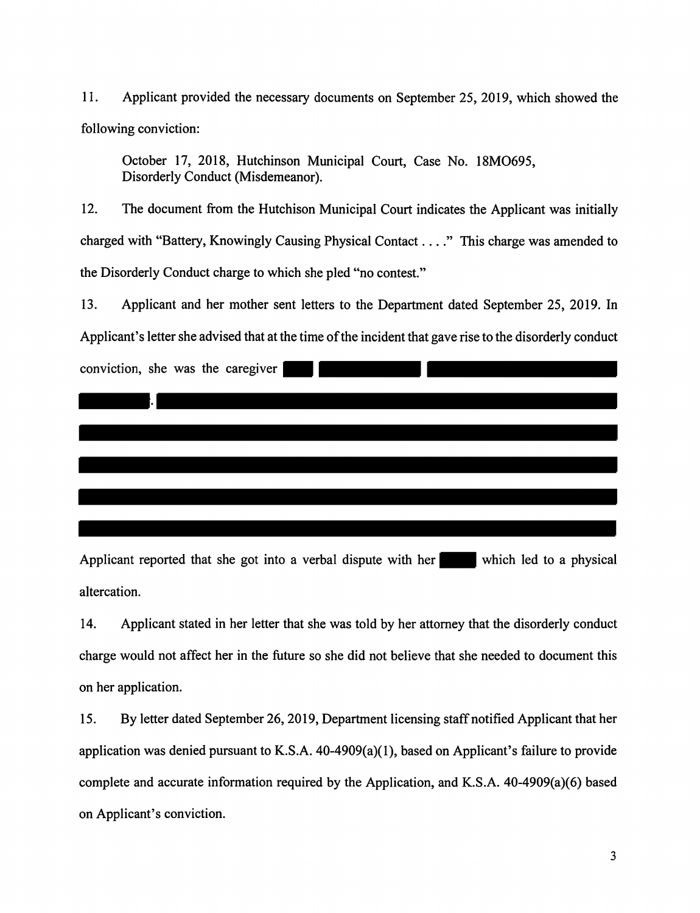11. Applicant provided the necessary documents on September 25, 2019, which showed the following conviction:

> October 17, 2018, Hutchinson Municipal Court, Case No. 18MO695, Disorderly Conduct (Misdemeanor).

12. The document from the Hutchison Municipal Court indicates the Applicant was initially charged with "Battery, Knowingly Causing Physical Contact . . . ." This charge was amended to the Disorderly Conduct charge to which she pled "no contest."

13. Applicant and her mother sent letters to the Department dated September 25, 2019. In Applicant's letter she advised that at the time of the incident that gave rise to the disorderly conduct conviction, she was the caregiver [REDACTED]. [REDACTED] Applicant reported that she got into a verbal dispute with her [REDACTED] which led to a physical altercation.

14. Applicant stated in her letter that she was told by her attorney that the disorderly conduct charge would not affect her in the future so she did not believe that she needed to document this on her application.

15. By letter dated September 26, 2019, Department licensing staff notified Applicant that her application was denied pursuant to K.S.A. 40-4909(a)(1), based on Applicant's failure to provide complete and accurate information required by the Application, and K.S.A. 40-4909(a)(6) based on Applicant's conviction.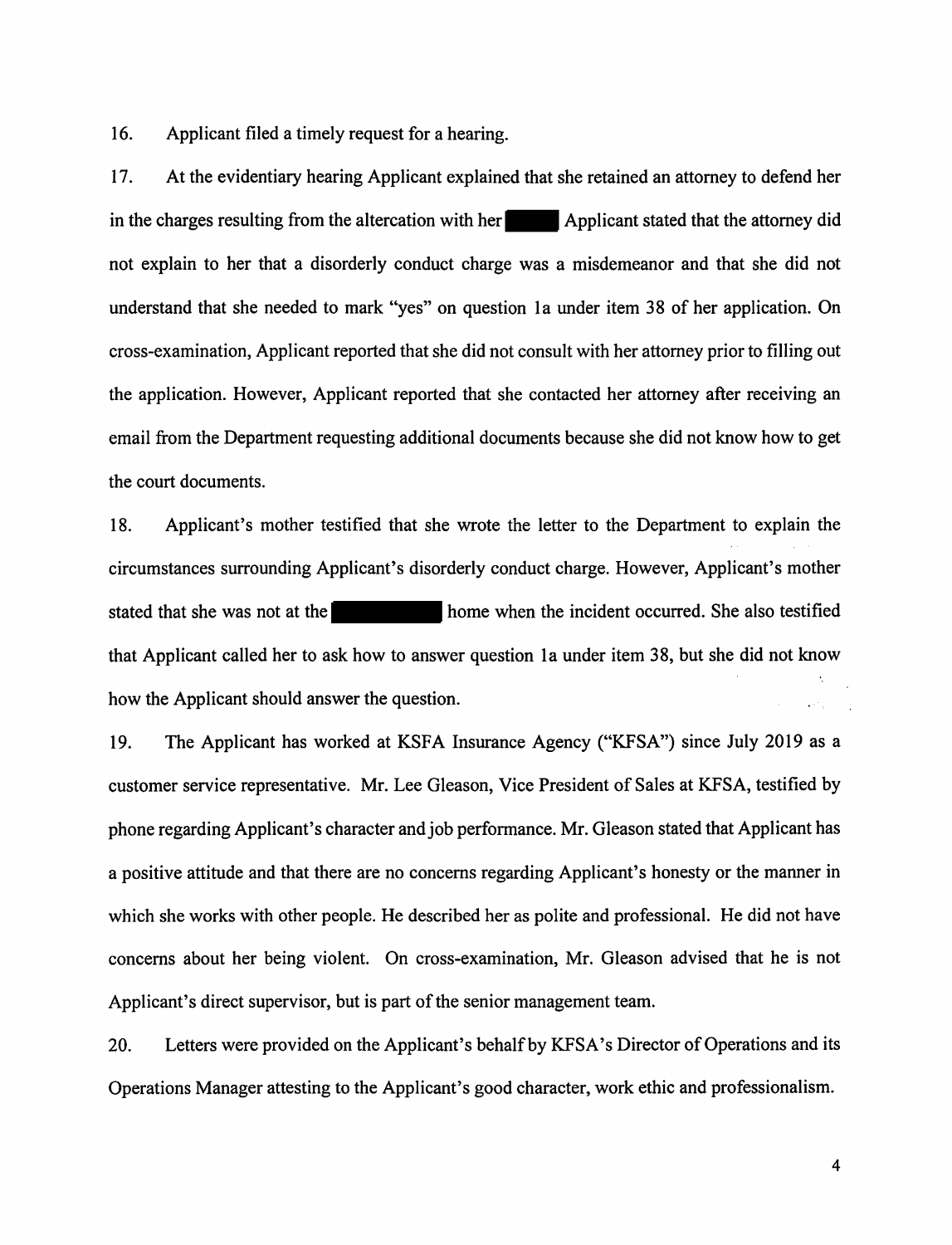16. Applicant filed a timely request for a hearing.

17. At the evidentiary hearing Applicant explained that she retained an attorney to defend her in the charges resulting from the altercation with her ███ Applicant stated that the attorney did not explain to her that a disorderly conduct charge was a misdemeanor and that she did not understand that she needed to mark "yes" on question 1a under item 38 of her application. On cross-examination, Applicant reported that she did not consult with her attorney prior to filling out the application. However, Applicant reported that she contacted her attorney after receiving an email from the Department requesting additional documents because she did not know how to get the court documents.

18. Applicant's mother testified that she wrote the letter to the Department to explain the circumstances surrounding Applicant's disorderly conduct charge. However, Applicant's mother stated that she was not at the ███ home when the incident occurred. She also testified that Applicant called her to ask how to answer question 1a under item 38, but she did not know how the Applicant should answer the question.

19. The Applicant has worked at KSFA Insurance Agency ("KFSA") since July 2019 as a customer service representative. Mr. Lee Gleason, Vice President of Sales at KFSA, testified by phone regarding Applicant's character and job performance. Mr. Gleason stated that Applicant has a positive attitude and that there are no concerns regarding Applicant's honesty or the manner in which she works with other people. He described her as polite and professional. He did not have concerns about her being violent. On cross-examination, Mr. Gleason advised that he is not Applicant's direct supervisor, but is part of the senior management team.

20. Letters were provided on the Applicant's behalf by KFSA's Director of Operations and its Operations Manager attesting to the Applicant's good character, work ethic and professionalism.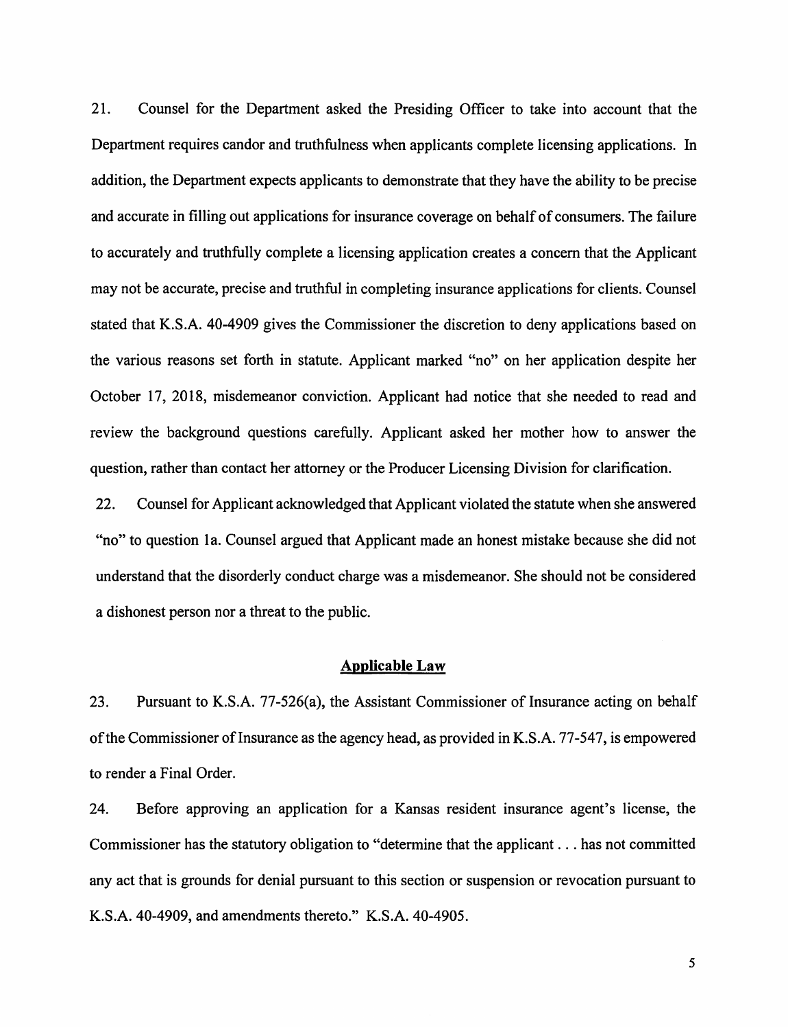21. Counsel for the Department asked the Presiding Officer to take into account that the Department requires candor and truthfulness when applicants complete licensing applications. In addition, the Department expects applicants to demonstrate that they have the ability to be precise and accurate in filling out applications for insurance coverage on behalf of consumers. The failure to accurately and truthfully complete a licensing application creates a concern that the Applicant may not be accurate, precise and truthful in completing insurance applications for clients. Counsel stated that K.S.A. 40-4909 gives the Commissioner the discretion to deny applications based on the various reasons set forth in statute. Applicant marked "no" on her application despite her October 17, 2018, misdemeanor conviction. Applicant had notice that she needed to read and review the background questions carefully. Applicant asked her mother how to answer the question, rather than contact her attorney or the Producer Licensing Division for clarification.

22. Counsel for Applicant acknowledged that Applicant violated the statute when she answered "no" to question 1a. Counsel argued that Applicant made an honest mistake because she did not understand that the disorderly conduct charge was a misdemeanor. She should not be considered a dishonest person nor a threat to the public.

## Applicable Law

23. Pursuant to K.S.A. 77-526(a), the Assistant Commissioner of Insurance acting on behalf of the Commissioner of Insurance as the agency head, as provided in K.S.A. 77-547, is empowered to render a Final Order.

24. Before approving an application for a Kansas resident insurance agent's license, the Commissioner has the statutory obligation to "determine that the applicant . . . has not committed any act that is grounds for denial pursuant to this section or suspension or revocation pursuant to K.S.A. 40-4909, and amendments thereto." K.S.A. 40-4905.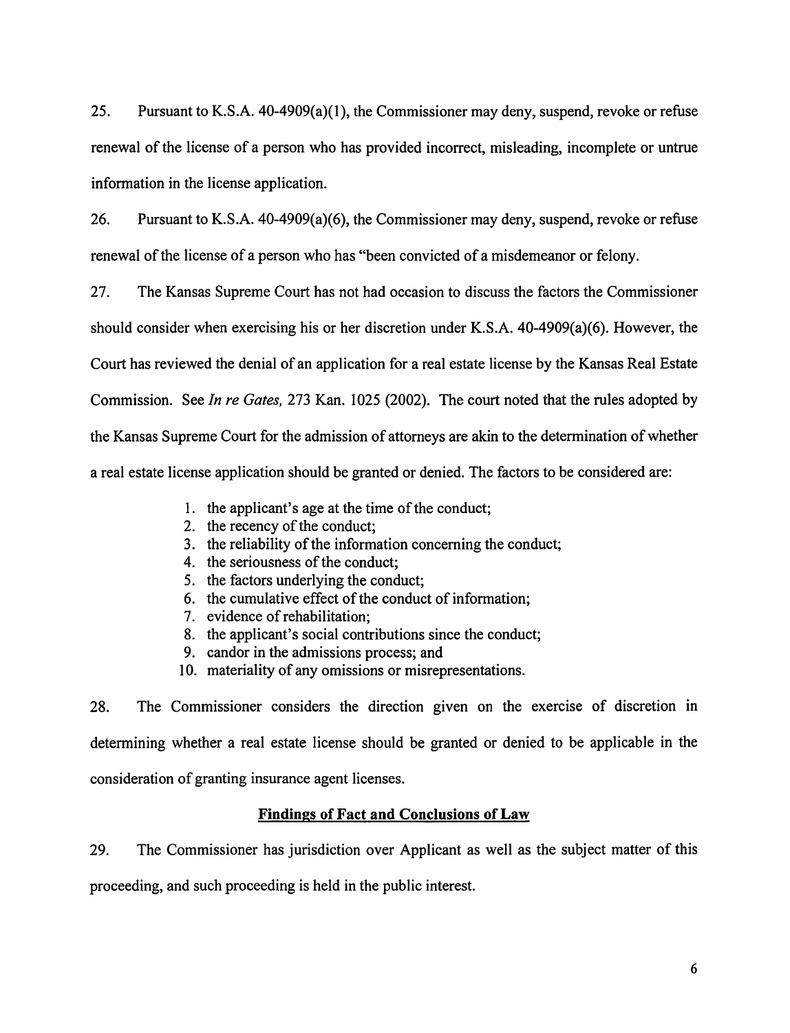25. Pursuant to K.S.A. 40-4909(a)(1), the Commissioner may deny, suspend, revoke or refuse renewal of the license of a person who has provided incorrect, misleading, incomplete or untrue information in the license application.

26. Pursuant to K.S.A. 40-4909(a)(6), the Commissioner may deny, suspend, revoke or refuse renewal of the license of a person who has "been convicted of a misdemeanor or felony.

27. The Kansas Supreme Court has not had occasion to discuss the factors the Commissioner should consider when exercising his or her discretion under K.S.A. 40-4909(a)(6). However, the Court has reviewed the denial of an application for a real estate license by the Kansas Real Estate Commission. See *In re Gates,* 273 Kan. 1025 (2002). The court noted that the rules adopted by the Kansas Supreme Court for the admission of attorneys are akin to the determination of whether a real estate license application should be granted or denied. The factors to be considered are:

1. the applicant's age at the time of the conduct;
2. the recency of the conduct;
3. the reliability of the information concerning the conduct;
4. the seriousness of the conduct;
5. the factors underlying the conduct;
6. the cumulative effect of the conduct of information;
7. evidence of rehabilitation;
8. the applicant's social contributions since the conduct;
9. candor in the admissions process; and
10. materiality of any omissions or misrepresentations.

28. The Commissioner considers the direction given on the exercise of discretion in determining whether a real estate license should be granted or denied to be applicable in the consideration of granting insurance agent licenses.

## Findings of Fact and Conclusions of Law

29. The Commissioner has jurisdiction over Applicant as well as the subject matter of this proceeding, and such proceeding is held in the public interest.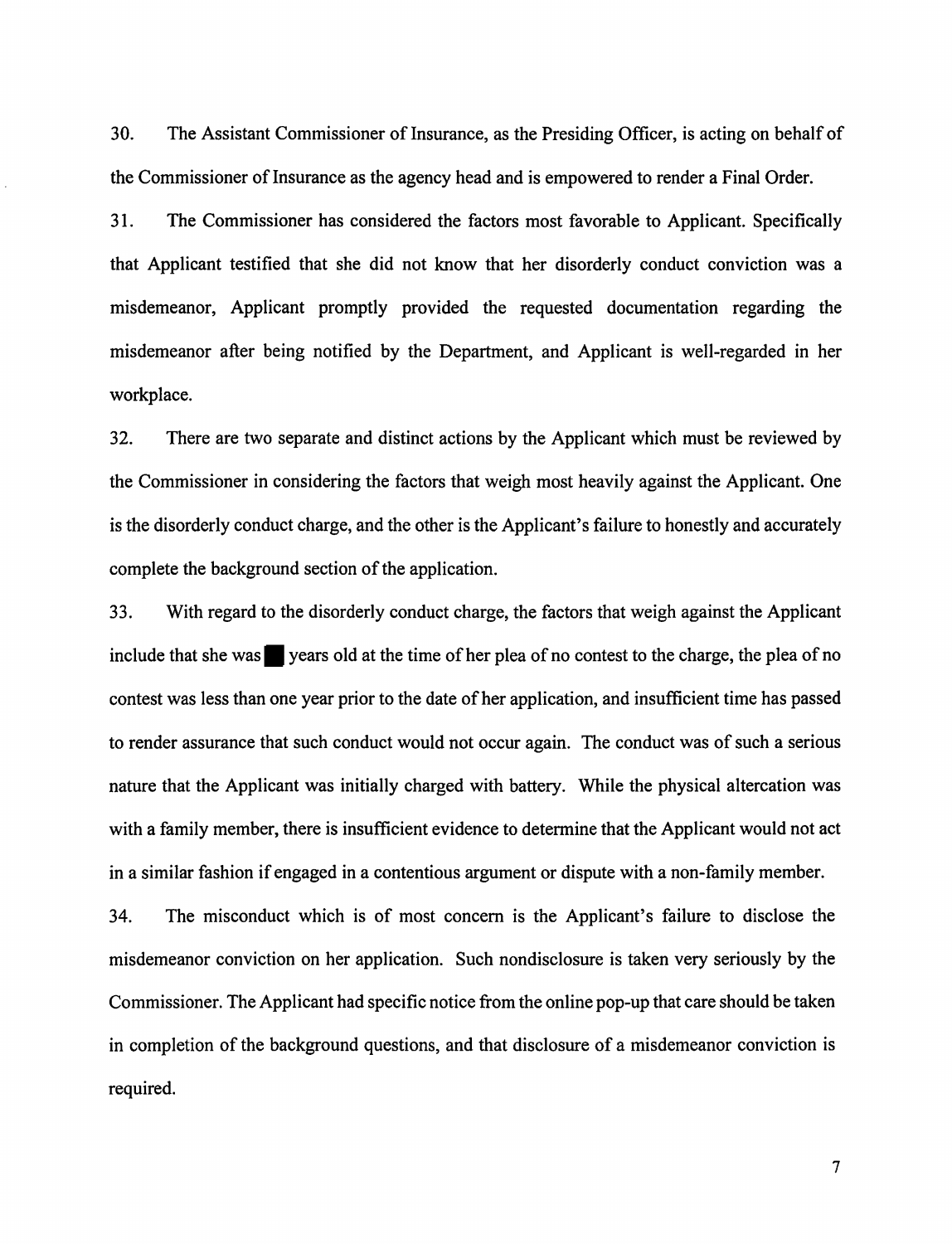30. The Assistant Commissioner of Insurance, as the Presiding Officer, is acting on behalf of the Commissioner of Insurance as the agency head and is empowered to render a Final Order.

31. The Commissioner has considered the factors most favorable to Applicant. Specifically that Applicant testified that she did not know that her disorderly conduct conviction was a misdemeanor, Applicant promptly provided the requested documentation regarding the misdemeanor after being notified by the Department, and Applicant is well-regarded in her workplace.

32. There are two separate and distinct actions by the Applicant which must be reviewed by the Commissioner in considering the factors that weigh most heavily against the Applicant. One is the disorderly conduct charge, and the other is the Applicant's failure to honestly and accurately complete the background section of the application.

33. With regard to the disorderly conduct charge, the factors that weigh against the Applicant include that she was █ years old at the time of her plea of no contest to the charge, the plea of no contest was less than one year prior to the date of her application, and insufficient time has passed to render assurance that such conduct would not occur again. The conduct was of such a serious nature that the Applicant was initially charged with battery. While the physical altercation was with a family member, there is insufficient evidence to determine that the Applicant would not act in a similar fashion if engaged in a contentious argument or dispute with a non-family member.

34. The misconduct which is of most concern is the Applicant's failure to disclose the misdemeanor conviction on her application. Such nondisclosure is taken very seriously by the Commissioner. The Applicant had specific notice from the online pop-up that care should be taken in completion of the background questions, and that disclosure of a misdemeanor conviction is required.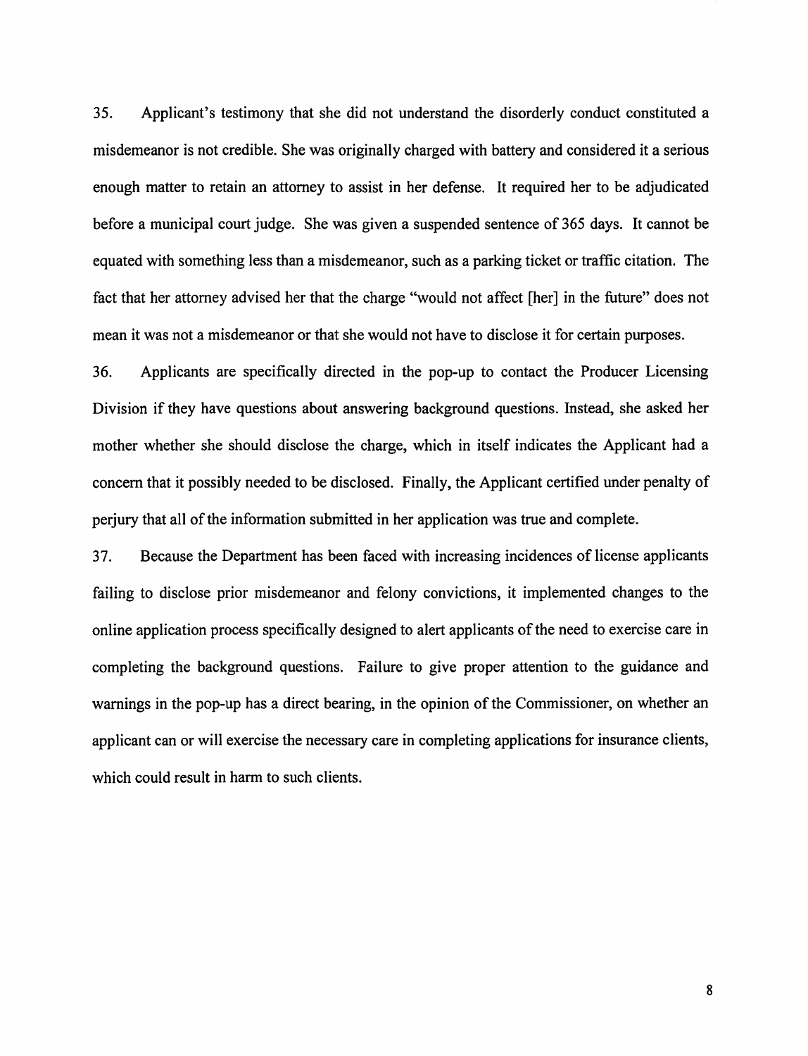35. Applicant's testimony that she did not understand the disorderly conduct constituted a misdemeanor is not credible. She was originally charged with battery and considered it a serious enough matter to retain an attorney to assist in her defense. It required her to be adjudicated before a municipal court judge. She was given a suspended sentence of 365 days. It cannot be equated with something less than a misdemeanor, such as a parking ticket or traffic citation. The fact that her attorney advised her that the charge "would not affect [her] in the future" does not mean it was not a misdemeanor or that she would not have to disclose it for certain purposes.

36. Applicants are specifically directed in the pop-up to contact the Producer Licensing Division if they have questions about answering background questions. Instead, she asked her mother whether she should disclose the charge, which in itself indicates the Applicant had a concern that it possibly needed to be disclosed. Finally, the Applicant certified under penalty of perjury that all of the information submitted in her application was true and complete.

37. Because the Department has been faced with increasing incidences of license applicants failing to disclose prior misdemeanor and felony convictions, it implemented changes to the online application process specifically designed to alert applicants of the need to exercise care in completing the background questions. Failure to give proper attention to the guidance and warnings in the pop-up has a direct bearing, in the opinion of the Commissioner, on whether an applicant can or will exercise the necessary care in completing applications for insurance clients, which could result in harm to such clients.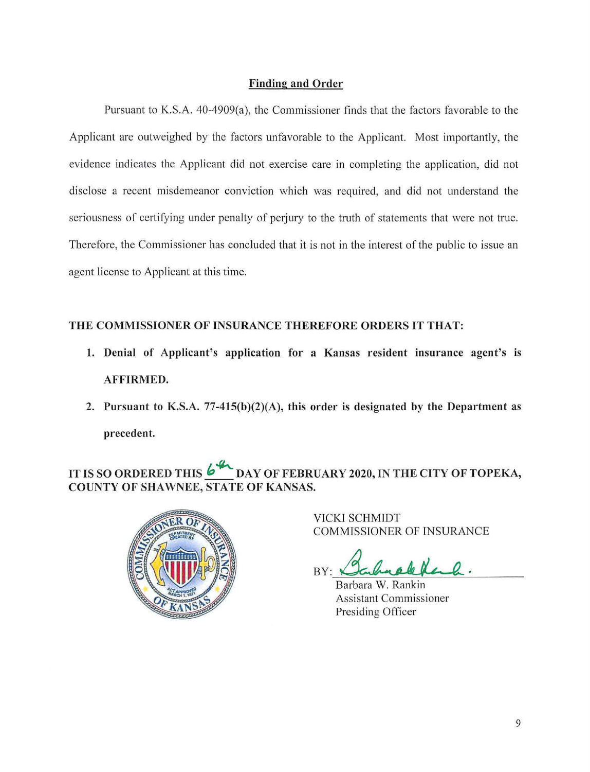## Finding and Order

Pursuant to K.S.A. 40-4909(a), the Commissioner finds that the factors favorable to the Applicant are outweighed by the factors unfavorable to the Applicant. Most importantly, the evidence indicates the Applicant did not exercise care in completing the application, did not disclose a recent misdemeanor conviction which was required, and did not understand the seriousness of certifying under penalty of perjury to the truth of statements that were not true. Therefore, the Commissioner has concluded that it is not in the interest of the public to issue an agent license to Applicant at this time.

**THE COMMISSIONER OF INSURANCE THEREFORE ORDERS IT THAT:**

1. **Denial of Applicant's application for a Kansas resident insurance agent's is AFFIRMED.**
2. **Pursuant to K.S.A. 77-415(b)(2)(A), this order is designated by the Department as precedent.**

**IT IS SO ORDERED THIS 6th DAY OF FEBRUARY 2020, IN THE CITY OF TOPEKA, COUNTY OF SHAWNEE, STATE OF KANSAS.**

VICKI SCHMIDT
COMMISSIONER OF INSURANCE

BY: _Barbara Rankin_

Barbara W. Rankin
Assistant Commissioner
Presiding Officer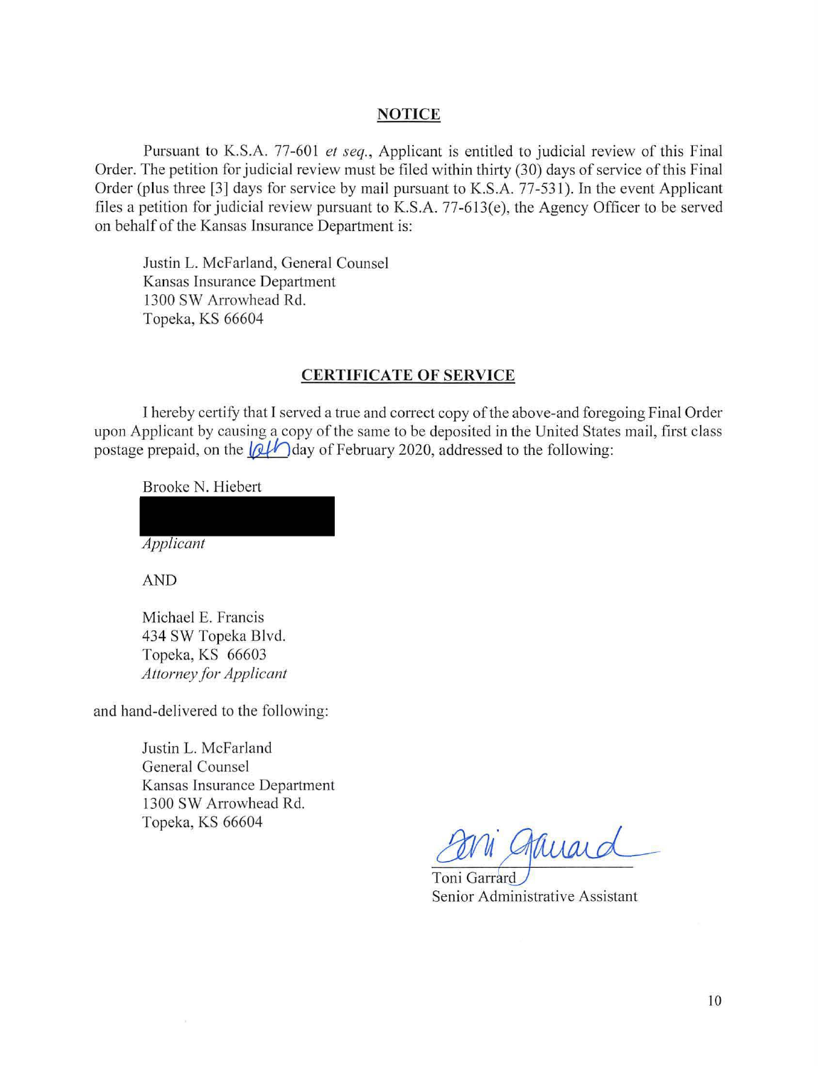## NOTICE

Pursuant to K.S.A. 77-601 *et seq.*, Applicant is entitled to judicial review of this Final Order. The petition for judicial review must be filed within thirty (30) days of service of this Final Order (plus three [3] days for service by mail pursuant to K.S.A. 77-531). In the event Applicant files a petition for judicial review pursuant to K.S.A. 77-613(e), the Agency Officer to be served on behalf of the Kansas Insurance Department is:

Justin L. McFarland, General Counsel
Kansas Insurance Department
1300 SW Arrowhead Rd.
Topeka, KS 66604

## CERTIFICATE OF SERVICE

I hereby certify that I served a true and correct copy of the above-and foregoing Final Order upon Applicant by causing a copy of the same to be deposited in the United States mail, first class postage prepaid, on the 6th day of February 2020, addressed to the following:

Brooke N. Hiebert
*Applicant*

AND

Michael E. Francis
434 SW Topeka Blvd.
Topeka, KS 66603
*Attorney for Applicant*

and hand-delivered to the following:

Justin L. McFarland
General Counsel
Kansas Insurance Department
1300 SW Arrowhead Rd.
Topeka, KS 66604

Toni Garrard
Senior Administrative Assistant